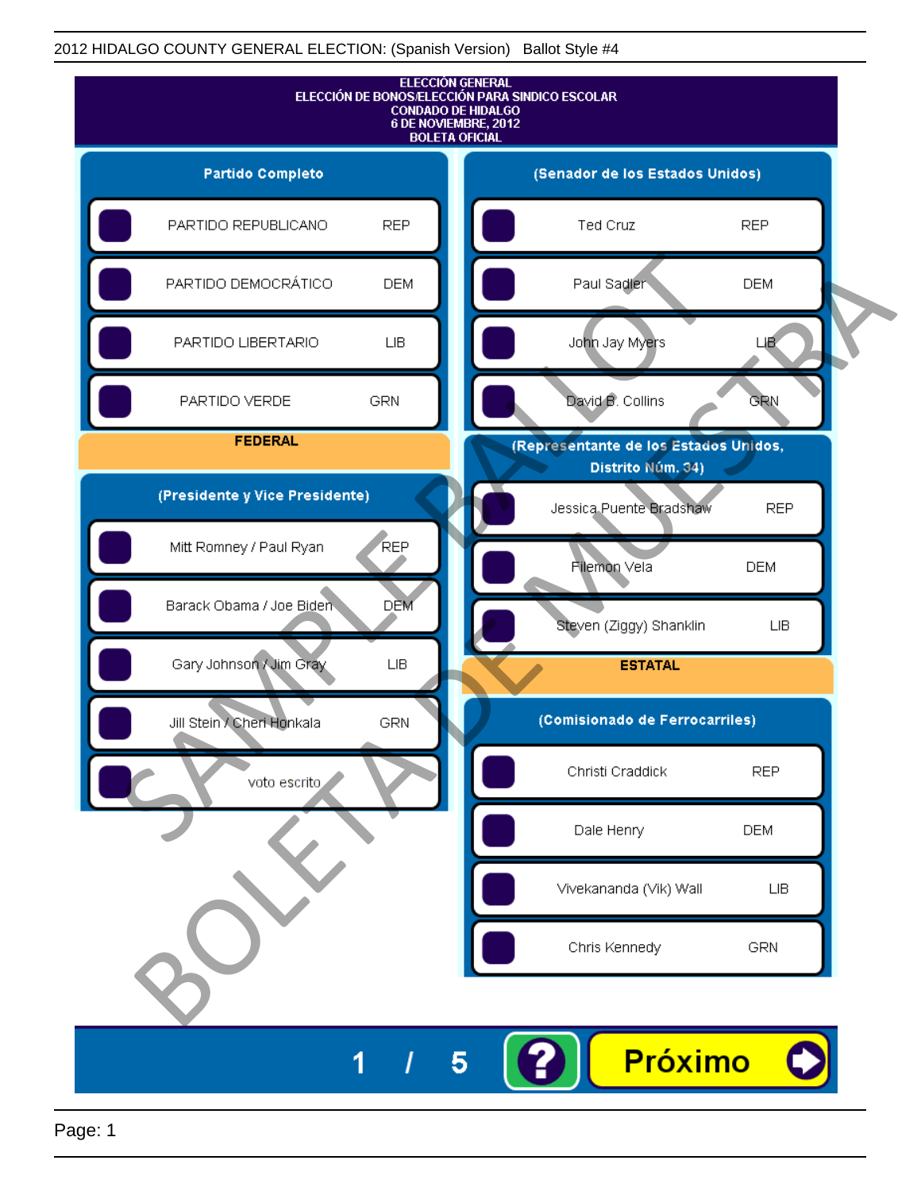2012 HIDALGO COUNTY GENERAL ELECTION: (Spanish Version) Ballot Style #4

# ELECCIÓN GENERAL
## ELECCIÓN DE BONOS/ELECCIÓN PARA SINDICO ESCOLAR
## CONDADO DE HIDALGO
## 6 DE NOVIEMBRE, 2012
## BOLETA OFICIAL

### Partido Completo

| Partido | |
|---|---|
| PARTIDO REPUBLICANO | REP |
| PARTIDO DEMOCRÁTICO | DEM |
| PARTIDO LIBERTARIO | LIB |
| PARTIDO VERDE | GRN |

### FEDERAL

### (Presidente y Vice Presidente)

| Candidato | Partido |
|---|---|
| Mitt Romney / Paul Ryan | REP |
| Barack Obama / Joe Biden | DEM |
| Gary Johnson / Jim Gray | LIB |
| Jill Stein / Cheri Honkala | GRN |
| voto escrito | |

### (Senador de los Estados Unidos)

| Candidato | Partido |
|---|---|
| Ted Cruz | REP |
| Paul Sadler | DEM |
| John Jay Myers | LIB |
| David B. Collins | GRN |

### (Representante de los Estados Unidos, Distrito Núm. 34)

| Candidato | Partido |
|---|---|
| Jessica Puente Bradshaw | REP |
| Filemon Vela | DEM |
| Steven (Ziggy) Shanklin | LIB |

### ESTATAL

### (Comisionado de Ferrocarriles)

| Candidato | Partido |
|---|---|
| Christi Craddick | REP |
| Dale Henry | DEM |
| Vivekananda (Vik) Wall | LIB |
| Chris Kennedy | GRN |

SAMPLE BALLOT — BOLETA DE MUESTRA

1 / 5 ? Próximo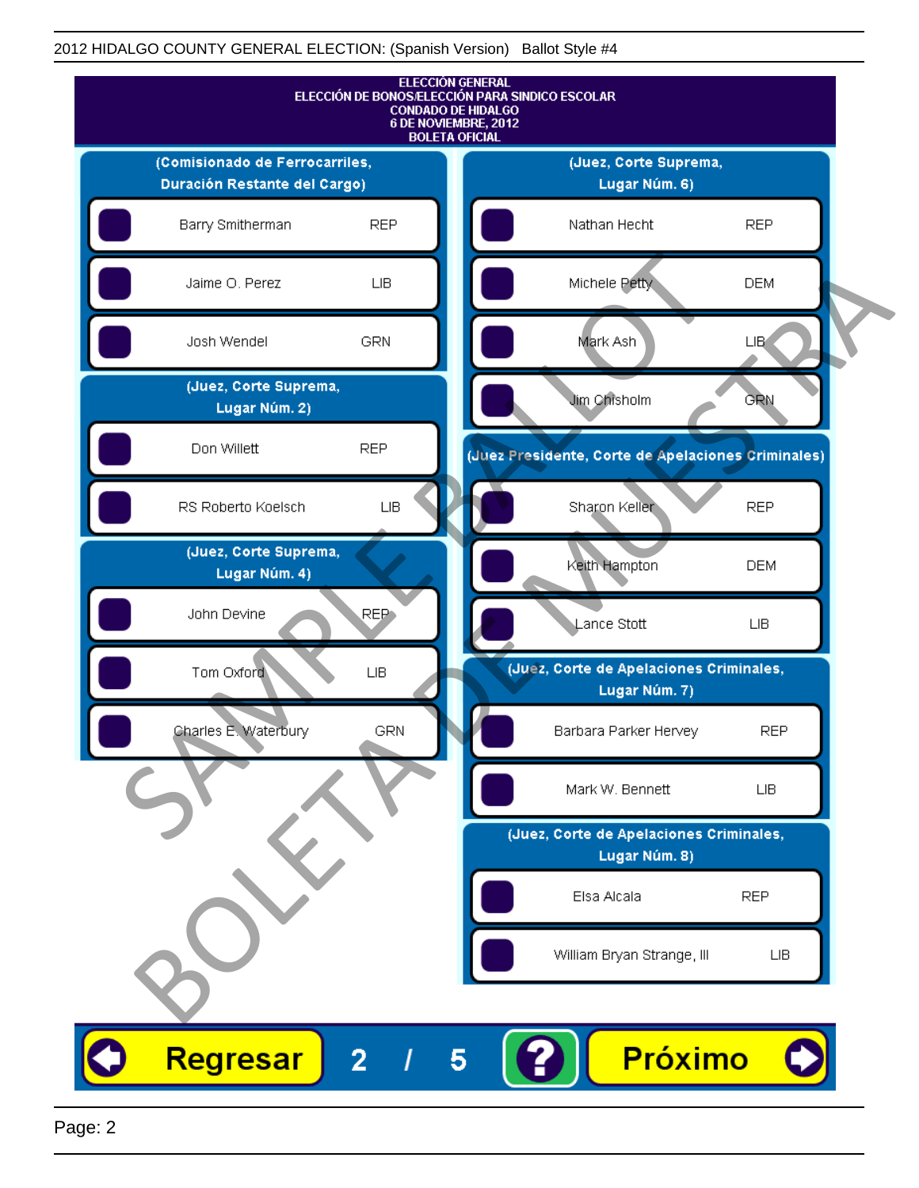2012 HIDALGO COUNTY GENERAL ELECTION: (Spanish Version) Ballot Style #4

# ELECCIÓN GENERAL
## ELECCIÓN DE BONOS/ELECCIÓN PARA SINDICO ESCOLAR
## CONDADO DE HIDALGO
## 6 DE NOVIEMBRE, 2012
## BOLETA OFICIAL

### (Comisionado de Ferrocarriles, Duración Restante del Cargo)

| Candidato | Partido |
|---|---|
| Barry Smitherman | REP |
| Jaime O. Perez | LIB |
| Josh Wendel | GRN |

### (Juez, Corte Suprema, Lugar Núm. 2)

| Candidato | Partido |
|---|---|
| Don Willett | REP |
| RS Roberto Koelsch | LIB |

### (Juez, Corte Suprema, Lugar Núm. 4)

| Candidato | Partido |
|---|---|
| John Devine | REP |
| Tom Oxford | LIB |
| Charles E. Waterbury | GRN |

### (Juez, Corte Suprema, Lugar Núm. 6)

| Candidato | Partido |
|---|---|
| Nathan Hecht | REP |
| Michele Petty | DEM |
| Mark Ash | LIB |
| Jim Chisholm | GRN |

### (Juez Presidente, Corte de Apelaciones Criminales)

| Candidato | Partido |
|---|---|
| Sharon Keller | REP |
| Keith Hampton | DEM |
| Lance Stott | LIB |

### (Juez, Corte de Apelaciones Criminales, Lugar Núm. 7)

| Candidato | Partido |
|---|---|
| Barbara Parker Hervey | REP |
| Mark W. Bennett | LIB |

### (Juez, Corte de Apelaciones Criminales, Lugar Núm. 8)

| Candidato | Partido |
|---|---|
| Elsa Alcala | REP |
| William Bryan Strange, III | LIB |

Regresar 2 / 5 ? Próximo

SAMPLE BALLOT BOLETA DE MUESTRA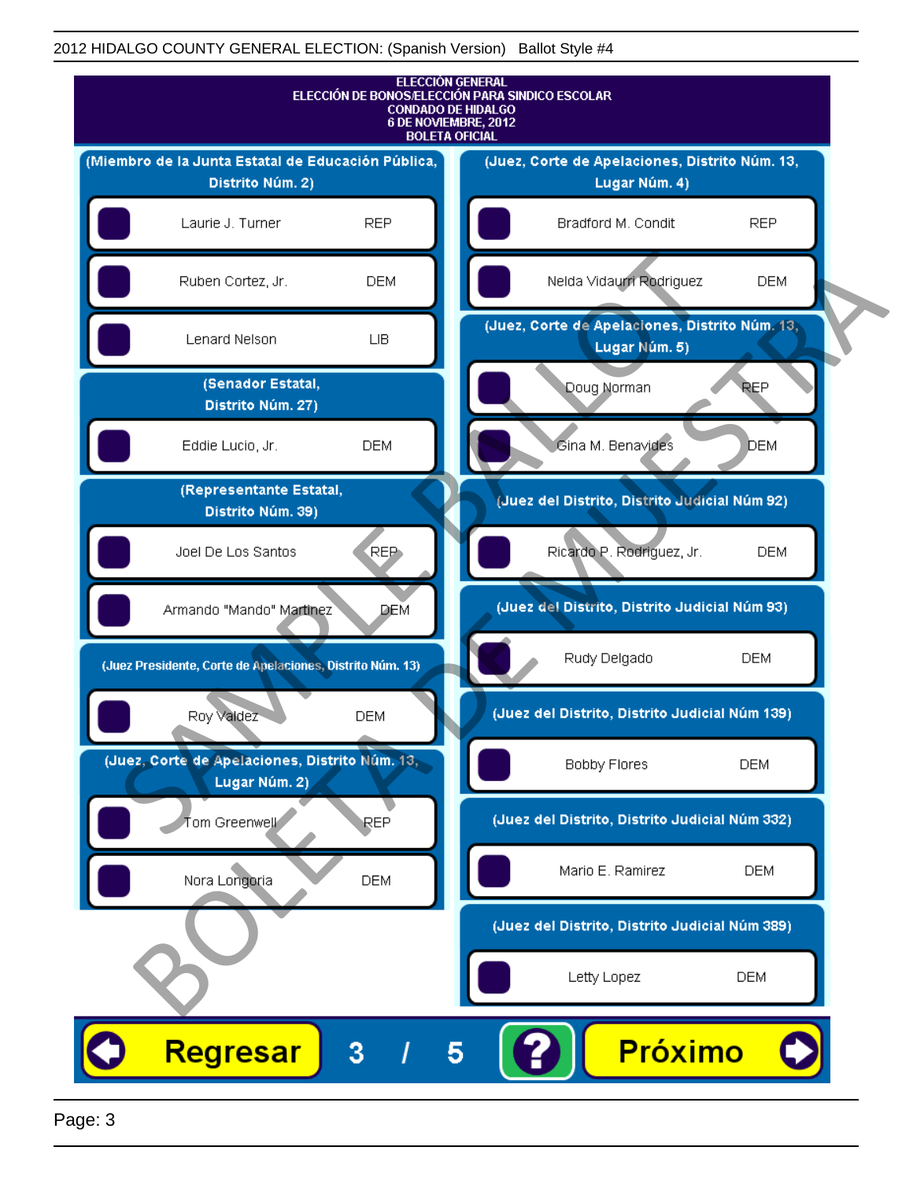2012 HIDALGO COUNTY GENERAL ELECTION: (Spanish Version) Ballot Style #4

# ELECCIÓN GENERAL
## ELECCIÓN DE BONOS/ELECCIÓN PARA SINDICO ESCOLAR
## CONDADO DE HIDALGO
## 6 DE NOVIEMBRE, 2012
## BOLETA OFICIAL

### (Miembro de la Junta Estatal de Educación Pública, Distrito Núm. 2)

| Candidato | Partido |
|---|---|
| Laurie J. Turner | REP |
| Ruben Cortez, Jr. | DEM |
| Lenard Nelson | LIB |

### (Senador Estatal, Distrito Núm. 27)

| Candidato | Partido |
|---|---|
| Eddie Lucio, Jr. | DEM |

### (Representante Estatal, Distrito Núm. 39)

| Candidato | Partido |
|---|---|
| Joel De Los Santos | REP |
| Armando "Mando" Martinez | DEM |

### (Juez Presidente, Corte de Apelaciones, Distrito Núm. 13)

| Candidato | Partido |
|---|---|
| Roy Valdez | DEM |

### (Juez, Corte de Apelaciones, Distrito Núm. 13, Lugar Núm. 2)

| Candidato | Partido |
|---|---|
| Tom Greenwell | REP |
| Nora Longoria | DEM |

### (Juez, Corte de Apelaciones, Distrito Núm. 13, Lugar Núm. 4)

| Candidato | Partido |
|---|---|
| Bradford M. Condit | REP |
| Nelda Vidaurri Rodriguez | DEM |

### (Juez, Corte de Apelaciones, Distrito Núm. 13, Lugar Núm. 5)

| Candidato | Partido |
|---|---|
| Doug Norman | REP |
| Gina M. Benavides | DEM |

### (Juez del Distrito, Distrito Judicial Núm 92)

| Candidato | Partido |
|---|---|
| Ricardo P. Rodriguez, Jr. | DEM |

### (Juez del Distrito, Distrito Judicial Núm 93)

| Candidato | Partido |
|---|---|
| Rudy Delgado | DEM |

### (Juez del Distrito, Distrito Judicial Núm 139)

| Candidato | Partido |
|---|---|
| Bobby Flores | DEM |

### (Juez del Distrito, Distrito Judicial Núm 332)

| Candidato | Partido |
|---|---|
| Mario E. Ramirez | DEM |

### (Juez del Distrito, Distrito Judicial Núm 389)

| Candidato | Partido |
|---|---|
| Letty Lopez | DEM |

Regresar 3 / 5 ? Próximo

SAMPLE BALLOT
BOLETA DE MUESTRA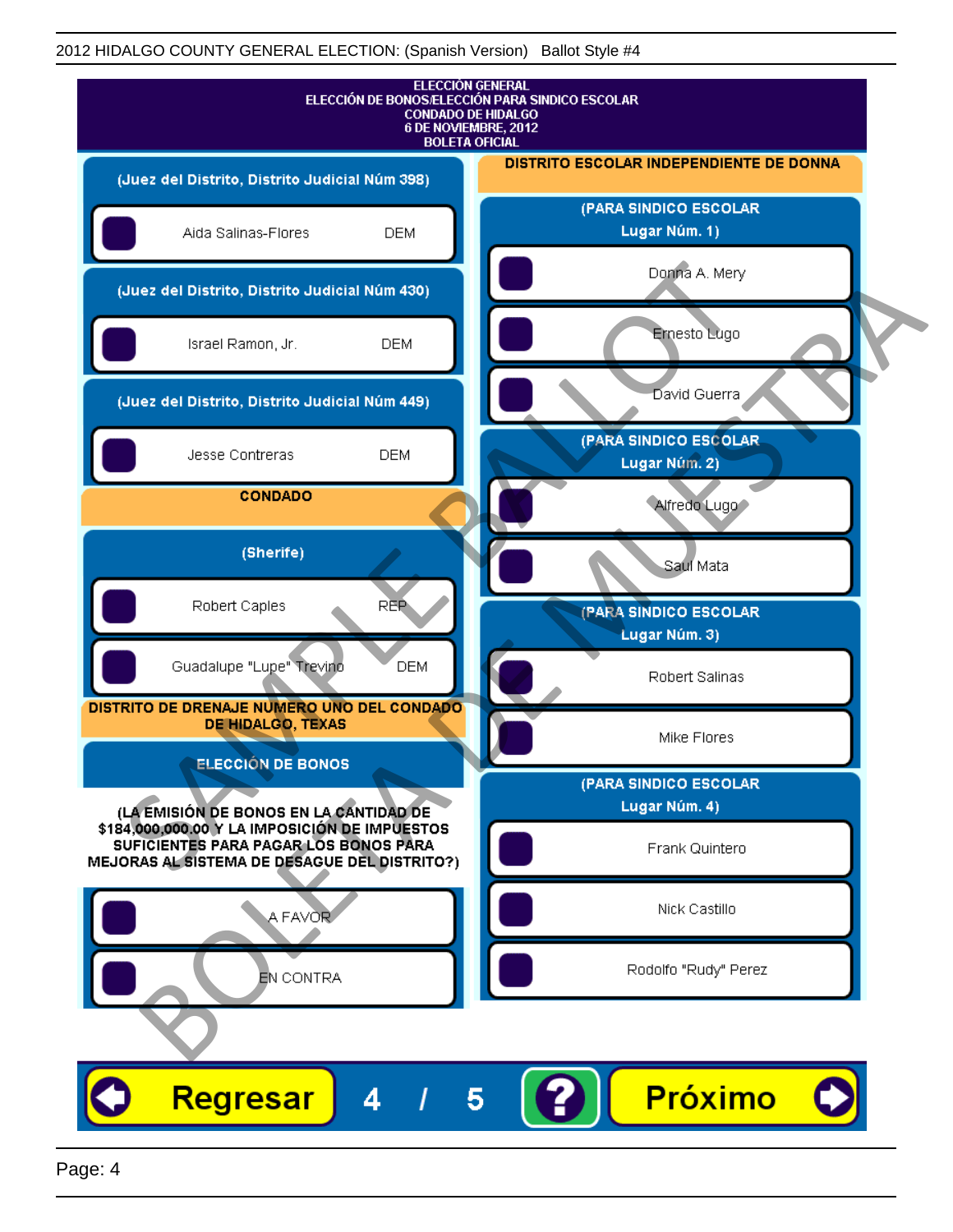2012 HIDALGO COUNTY GENERAL ELECTION: (Spanish Version) Ballot Style #4

# ELECCIÓN GENERAL
## ELECCIÓN DE BONOS/ELECCIÓN PARA SINDICO ESCOLAR
## CONDADO DE HIDALGO
## 6 DE NOVIEMBRE, 2012
## BOLETA OFICIAL

### (Juez del Distrito, Distrito Judicial Núm 398)

- Aida Salinas-Flores DEM

### (Juez del Distrito, Distrito Judicial Núm 430)

- Israel Ramon, Jr. DEM

### (Juez del Distrito, Distrito Judicial Núm 449)

- Jesse Contreras DEM

## CONDADO

### (Sherife)

- Robert Caples REP
- Guadalupe "Lupe" Trevino DEM

## DISTRITO DE DRENAJE NUMERO UNO DEL CONDADO DE HIDALGO, TEXAS

### ELECCIÓN DE BONOS

**(LA EMISIÓN DE BONOS EN LA CANTIDAD DE $184,000,000.00 Y LA IMPOSICIÓN DE IMPUESTOS SUFICIENTES PARA PAGAR LOS BONOS PARA MEJORAS AL SISTEMA DE DESAGUE DEL DISTRITO?)**

- A FAVOR
- EN CONTRA

## DISTRITO ESCOLAR INDEPENDIENTE DE DONNA

### (PARA SINDICO ESCOLAR Lugar Núm. 1)

- Donna A. Mery
- Ernesto Lugo
- David Guerra

### (PARA SINDICO ESCOLAR Lugar Núm. 2)

- Alfredo Lugo
- Saul Mata

### (PARA SINDICO ESCOLAR Lugar Núm. 3)

- Robert Salinas
- Mike Flores

### (PARA SINDICO ESCOLAR Lugar Núm. 4)

- Frank Quintero
- Nick Castillo
- Rodolfo "Rudy" Perez

SAMPLE BALLOT BOLETA DE MUESTRA

Regresar 4 / 5 ? Próximo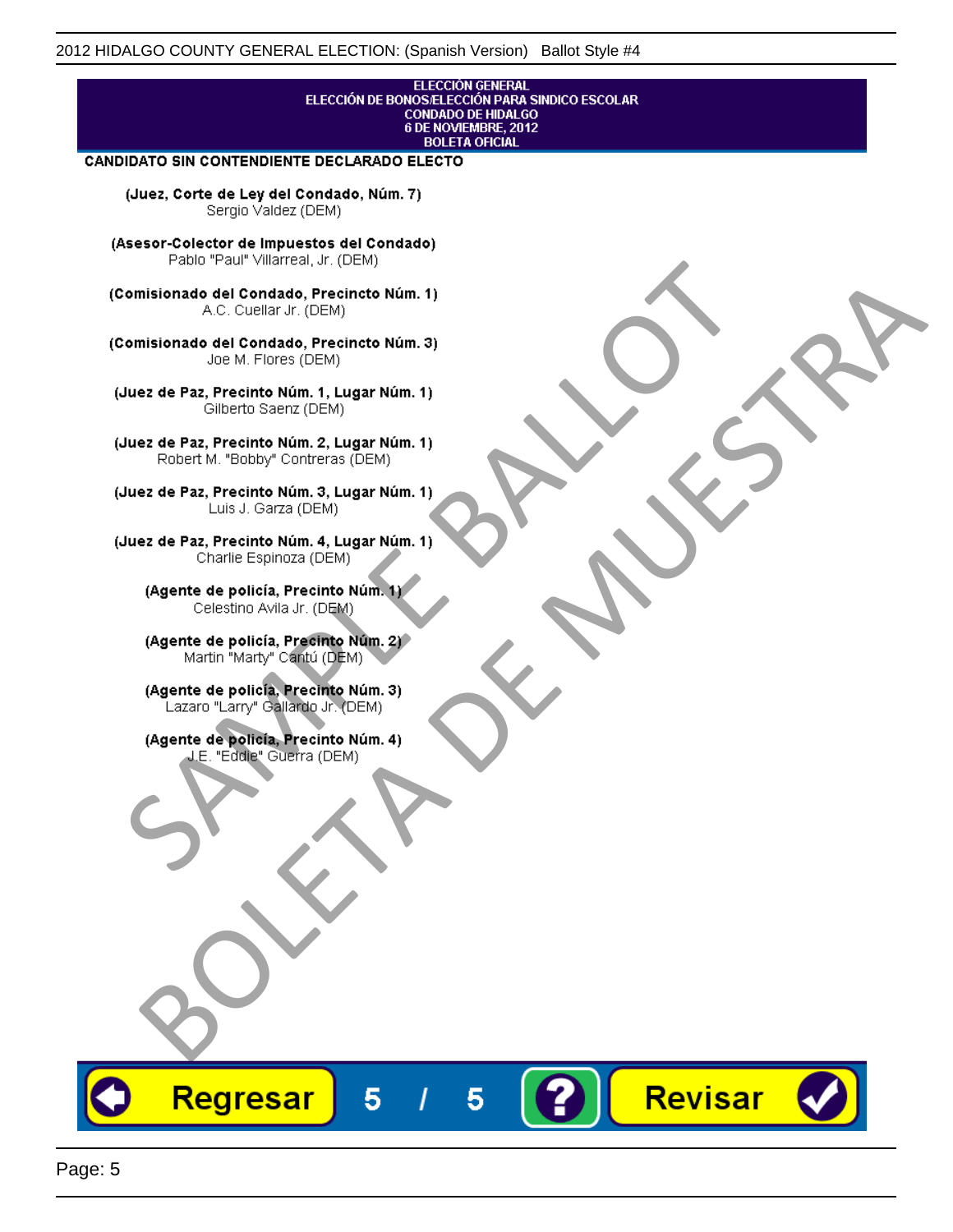ELECCIÓN GENERAL
ELECCIÓN DE BONOS/ELECCIÓN PARA SINDICO ESCOLAR
CONDADO DE HIDALGO
6 DE NOVIEMBRE, 2012
BOLETA OFICIAL

**CANDIDATO SIN CONTENDIENTE DECLARADO ELECTO**

**(Juez, Corte de Ley del Condado, Núm. 7)**
Sergio Valdez (DEM)

**(Asesor-Colector de Impuestos del Condado)**
Pablo "Paul" Villarreal, Jr. (DEM)

**(Comisionado del Condado, Precincto Núm. 1)**
A.C. Cuellar Jr. (DEM)

**(Comisionado del Condado, Precincto Núm. 3)**
Joe M. Flores (DEM)

**(Juez de Paz, Precinto Núm. 1, Lugar Núm. 1)**
Gilberto Saenz (DEM)

**(Juez de Paz, Precinto Núm. 2, Lugar Núm. 1)**
Robert M. "Bobby" Contreras (DEM)

**(Juez de Paz, Precinto Núm. 3, Lugar Núm. 1)**
Luis J. Garza (DEM)

**(Juez de Paz, Precinto Núm. 4, Lugar Núm. 1)**
Charlie Espinoza (DEM)

**(Agente de policía, Precinto Núm. 1)**
Celestino Avila Jr. (DEM)

**(Agente de policía, Precinto Núm. 2)**
Martin "Marty" Cantú (DEM)

**(Agente de policía, Precinto Núm. 3)**
Lazaro "Larry" Gallardo Jr. (DEM)

**(Agente de policía, Precinto Núm. 4)**
J.E. "Eddie" Guerra (DEM)

SAMPLE BALLOT
BOLETA DE MUESTRA

Regresar 5 / 5 ? Revisar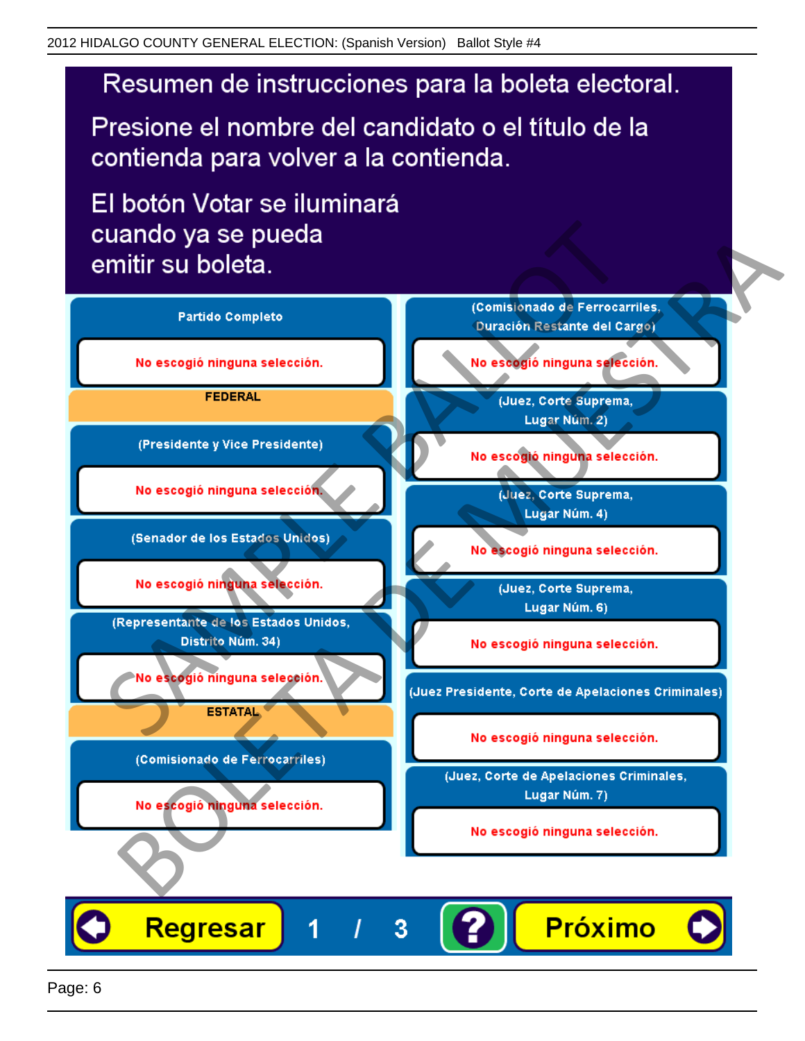2012 HIDALGO COUNTY GENERAL ELECTION: (Spanish Version)   Ballot Style #4

# Resumen de instrucciones para la boleta electoral.

Presione el nombre del candidato o el título de la contienda para volver a la contienda.

El botón Votar se iluminará cuando ya se pueda emitir su boleta.

**Partido Completo**

No escogió ninguna selección.

**FEDERAL**

**(Presidente y Vice Presidente)**

No escogió ninguna selección.

**(Senador de los Estados Unidos)**

No escogió ninguna selección.

**(Representante de los Estados Unidos, Distrito Núm. 34)**

No escogió ninguna selección.

**ESTATAL**

**(Comisionado de Ferrocarriles)**

No escogió ninguna selección.

**(Comisionado de Ferrocarriles, Duración Restante del Cargo)**

No escogió ninguna selección.

**(Juez, Corte Suprema, Lugar Núm. 2)**

No escogió ninguna selección.

**(Juez, Corte Suprema, Lugar Núm. 4)**

No escogió ninguna selección.

**(Juez, Corte Suprema, Lugar Núm. 6)**

No escogió ninguna selección.

**(Juez Presidente, Corte de Apelaciones Criminales)**

No escogió ninguna selección.

**(Juez, Corte de Apelaciones Criminales, Lugar Núm. 7)**

No escogió ninguna selección.

Regresar   1 / 3   ?   Próximo

SAMPLE BALLOT — BOLETA DE MUESTRA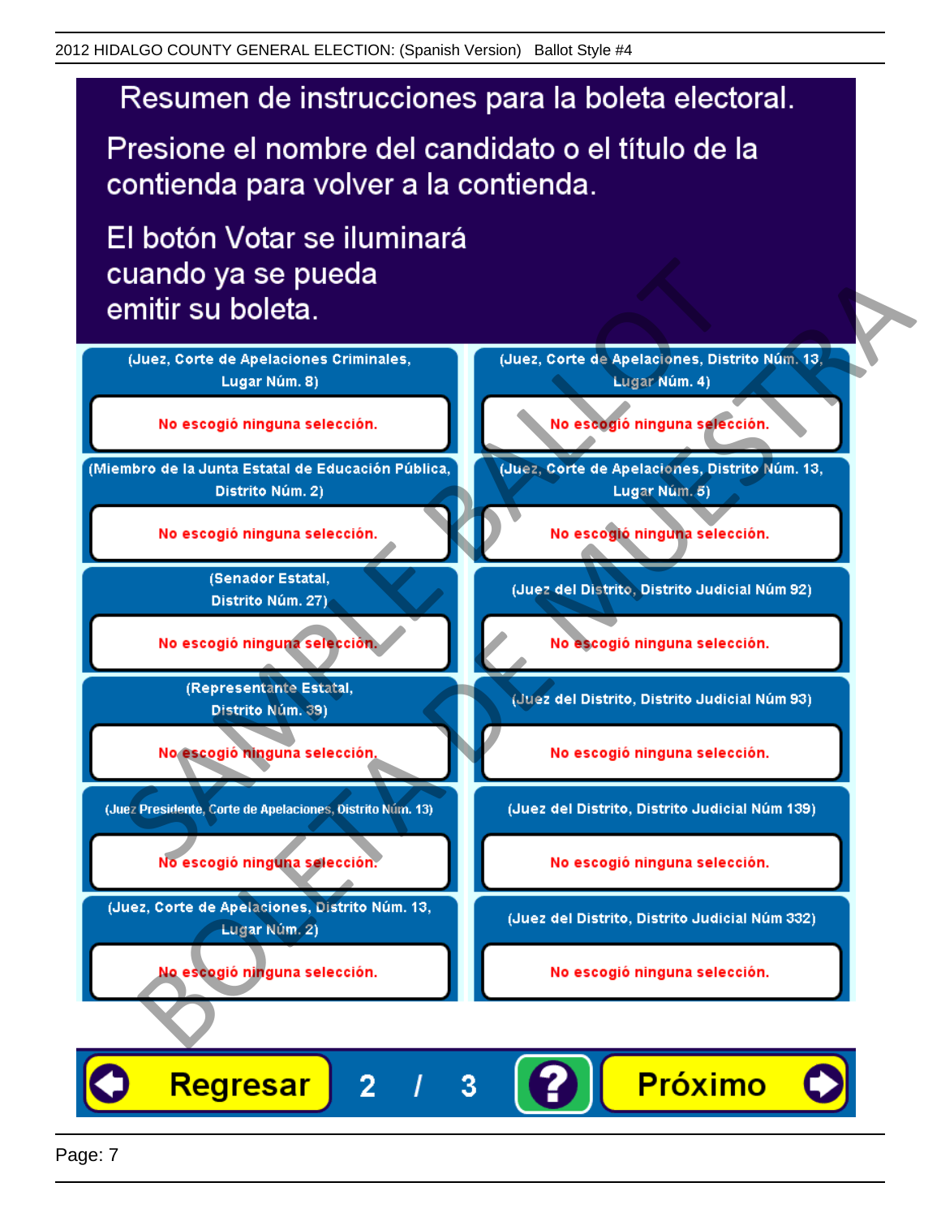# Resumen de instrucciones para la boleta electoral.

Presione el nombre del candidato o el título de la contienda para volver a la contienda.

El botón Votar se iluminará cuando ya se pueda emitir su boleta.

| Contienda | Selección |
| --- | --- |
| (Juez, Corte de Apelaciones Criminales, Lugar Núm. 8) | No escogió ninguna selección. |
| (Miembro de la Junta Estatal de Educación Pública, Distrito Núm. 2) | No escogió ninguna selección. |
| (Senador Estatal, Distrito Núm. 27) | No escogió ninguna selección. |
| (Representante Estatal, Distrito Núm. 39) | No escogió ninguna selección. |
| (Juez Presidente, Corte de Apelaciones, Distrito Núm. 13) | No escogió ninguna selección. |
| (Juez, Corte de Apelaciones, Distrito Núm. 13, Lugar Núm. 2) | No escogió ninguna selección. |
| (Juez, Corte de Apelaciones, Distrito Núm. 13, Lugar Núm. 4) | No escogió ninguna selección. |
| (Juez, Corte de Apelaciones, Distrito Núm. 13, Lugar Núm. 5) | No escogió ninguna selección. |
| (Juez del Distrito, Distrito Judicial Núm 92) | No escogió ninguna selección. |
| (Juez del Distrito, Distrito Judicial Núm 93) | No escogió ninguna selección. |
| (Juez del Distrito, Distrito Judicial Núm 139) | No escogió ninguna selección. |
| (Juez del Distrito, Distrito Judicial Núm 332) | No escogió ninguna selección. |

Regresar 2 / 3 ? Próximo

SAMPLE BALLOT
BOLETA DE MUESTRA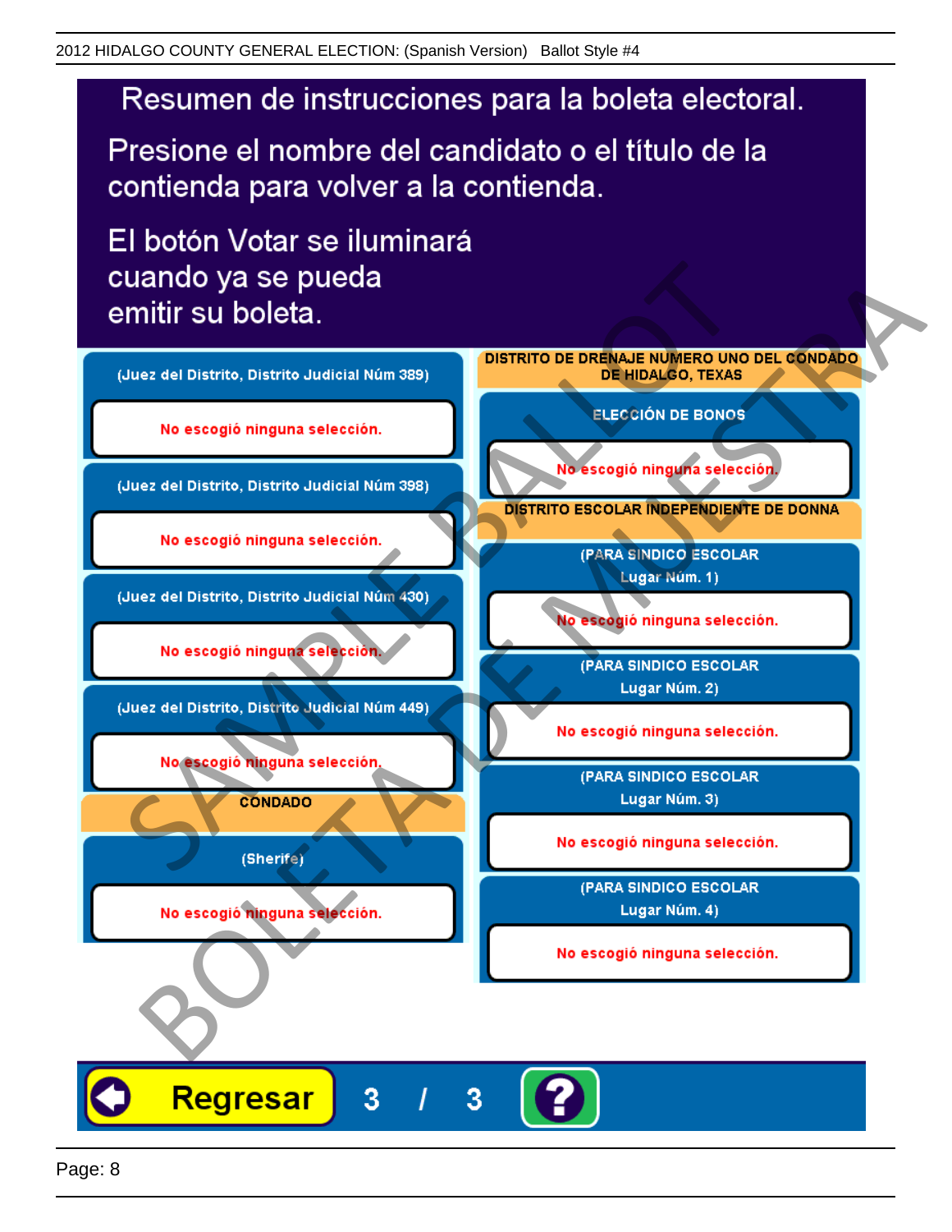2012 HIDALGO COUNTY GENERAL ELECTION: (Spanish Version) Ballot Style #4

# Resumen de instrucciones para la boleta electoral.

Presione el nombre del candidato o el título de la contienda para volver a la contienda.

El botón Votar se iluminará cuando ya se pueda emitir su boleta.

**(Juez del Distrito, Distrito Judicial Núm 389)**

No escogió ninguna selección.

**(Juez del Distrito, Distrito Judicial Núm 398)**

No escogió ninguna selección.

**(Juez del Distrito, Distrito Judicial Núm 430)**

No escogió ninguna selección.

**(Juez del Distrito, Distrito Judicial Núm 449)**

No escogió ninguna selección.

## CONDADO

**(Sherife)**

No escogió ninguna selección.

## DISTRITO DE DRENAJE NUMERO UNO DEL CONDADO DE HIDALGO, TEXAS

**ELECCIÓN DE BONOS**

No escogió ninguna selección.

## DISTRITO ESCOLAR INDEPENDIENTE DE DONNA

**(PARA SINDICO ESCOLAR Lugar Núm. 1)**

No escogió ninguna selección.

**(PARA SINDICO ESCOLAR Lugar Núm. 2)**

No escogió ninguna selección.

**(PARA SINDICO ESCOLAR Lugar Núm. 3)**

No escogió ninguna selección.

**(PARA SINDICO ESCOLAR Lugar Núm. 4)**

No escogió ninguna selección.

Regresar 3 / 3 ?

SAMPLE BALLOT BOLETA DE MUESTRA